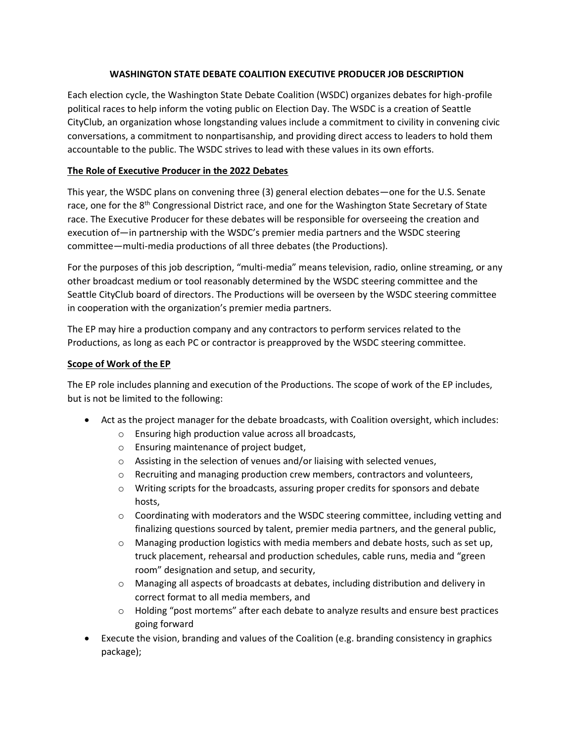# WASHINGTON STATE DEBATE COALITION EXECUTIVE PRODUCER JOB DESCRIPTION

Each election cycle, the Washington State Debate Coalition (WSDC) organizes debates for high-profile political races to help inform the voting public on Election Day. The WSDC is a creation of Seattle CityClub, an organization whose longstanding values include a commitment to civility in convening civic conversations, a commitment to nonpartisanship, and providing direct access to leaders to hold them accountable to the public. The WSDC strives to lead with these values in its own efforts.

## The Role of Executive Producer in the 2022 Debates

This year, the WSDC plans on convening three (3) general election debates—one for the U.S. Senate race, one for the 8th Congressional District race, and one for the Washington State Secretary of State race. The Executive Producer for these debates will be responsible for overseeing the creation and execution of—in partnership with the WSDC's premier media partners and the WSDC steering committee—multi-media productions of all three debates (the Productions).

For the purposes of this job description, "multi-media" means television, radio, online streaming, or any other broadcast medium or tool reasonably determined by the WSDC steering committee and the Seattle CityClub board of directors. The Productions will be overseen by the WSDC steering committee in cooperation with the organization's premier media partners.

The EP may hire a production company and any contractors to perform services related to the Productions, as long as each PC or contractor is preapproved by the WSDC steering committee.

## Scope of Work of the EP

The EP role includes planning and execution of the Productions. The scope of work of the EP includes, but is not be limited to the following:

- Act as the project manager for the debate broadcasts, with Coalition oversight, which includes:
  - Ensuring high production value across all broadcasts,
  - Ensuring maintenance of project budget,
  - Assisting in the selection of venues and/or liaising with selected venues,
  - Recruiting and managing production crew members, contractors and volunteers,
  - Writing scripts for the broadcasts, assuring proper credits for sponsors and debate hosts,
  - Coordinating with moderators and the WSDC steering committee, including vetting and finalizing questions sourced by talent, premier media partners, and the general public,
  - Managing production logistics with media members and debate hosts, such as set up, truck placement, rehearsal and production schedules, cable runs, media and "green room" designation and setup, and security,
  - Managing all aspects of broadcasts at debates, including distribution and delivery in correct format to all media members, and
  - Holding "post mortems" after each debate to analyze results and ensure best practices going forward
- Execute the vision, branding and values of the Coalition (e.g. branding consistency in graphics package);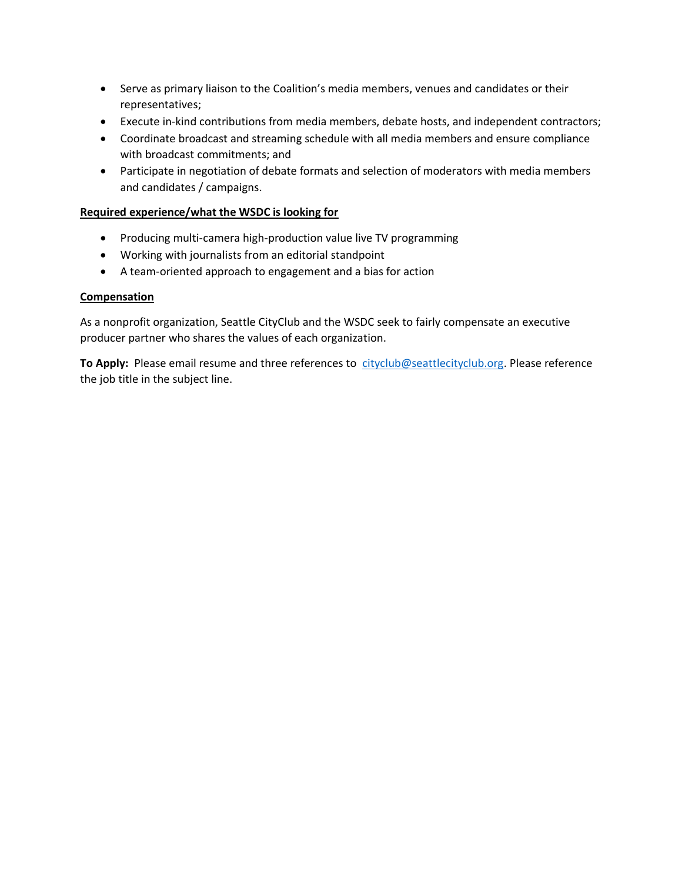- Serve as primary liaison to the Coalition's media members, venues and candidates or their representatives;
- Execute in-kind contributions from media members, debate hosts, and independent contractors;
- Coordinate broadcast and streaming schedule with all media members and ensure compliance with broadcast commitments; and
- Participate in negotiation of debate formats and selection of moderators with media members and candidates / campaigns.

**Required experience/what the WSDC is looking for**

- Producing multi-camera high-production value live TV programming
- Working with journalists from an editorial standpoint
- A team-oriented approach to engagement and a bias for action

**Compensation**

As a nonprofit organization, Seattle CityClub and the WSDC seek to fairly compensate an executive producer partner who shares the values of each organization.

**To Apply:** Please email resume and three references to cityclub@seattlecityclub.org. Please reference the job title in the subject line.